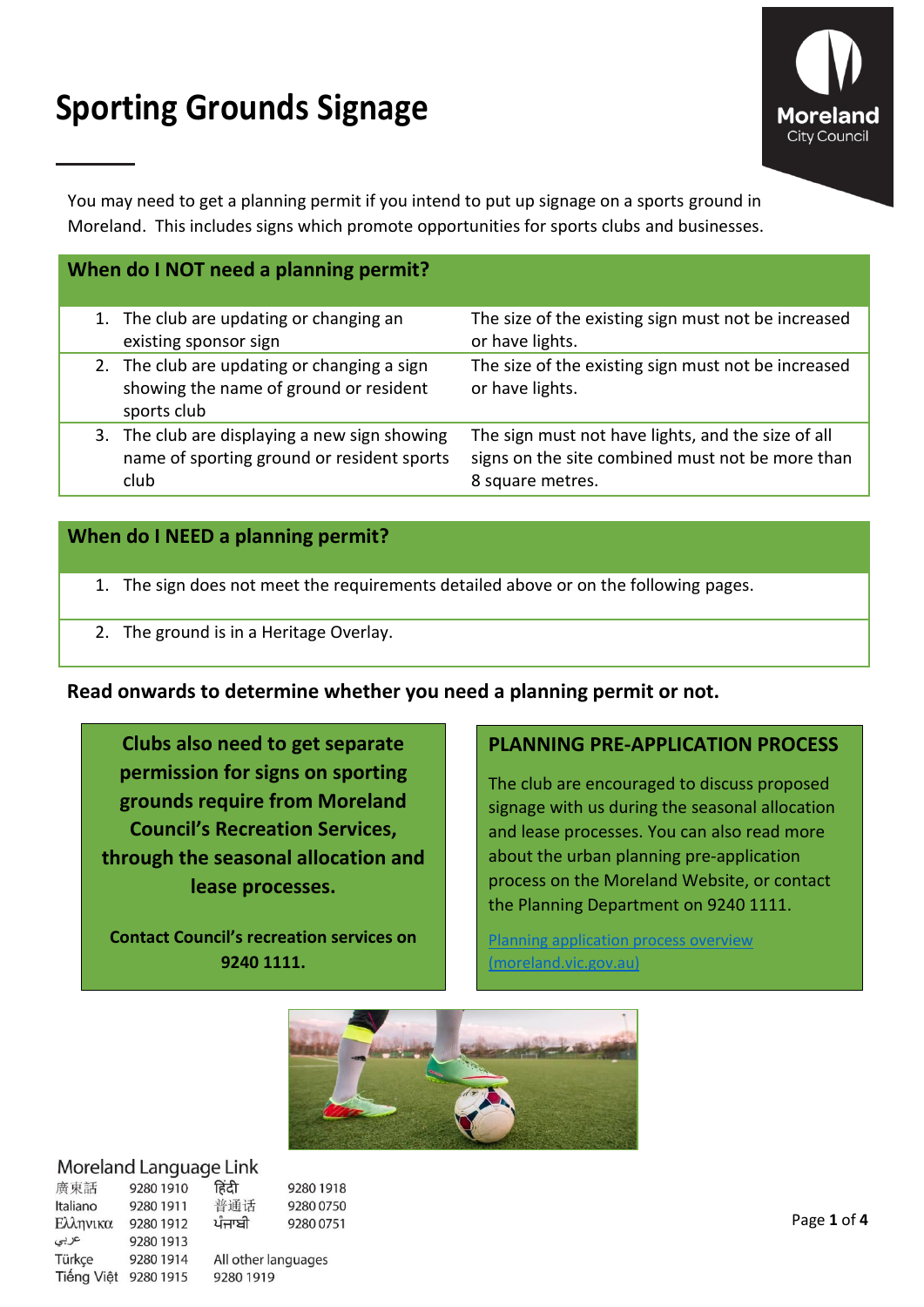# Sporting Grounds Signage

You may need to get a planning permit if you intend to put up signage on a sports ground in Moreland. This includes signs which promote opportunities for sports clubs and businesses.

## When do I NOT need a planning permit?

| | |
|---|---|
| 1. The club are updating or changing an existing sponsor sign | The size of the existing sign must not be increased or have lights. |
| 2. The club are updating or changing a sign showing the name of ground or resident sports club | The size of the existing sign must not be increased or have lights. |
| 3. The club are displaying a new sign showing name of sporting ground or resident sports club | The sign must not have lights, and the size of all signs on the site combined must not be more than 8 square metres. |

## When do I NEED a planning permit?

1. The sign does not meet the requirements detailed above or on the following pages.
2. The ground is in a Heritage Overlay.

**Read onwards to determine whether you need a planning permit or not.**

**Clubs also need to get separate permission for signs on sporting grounds require from Moreland Council's Recreation Services, through the seasonal allocation and lease processes.**

**Contact Council's recreation services on 9240 1111.**

### PLANNING PRE-APPLICATION PROCESS

The club are encouraged to discuss proposed signage with us during the seasonal allocation and lease processes. You can also read more about the urban planning pre-application process on the Moreland Website, or contact the Planning Department on 9240 1111.

[Planning application process overview (moreland.vic.gov.au)]

Moreland Language Link

| | | | |
|---|---|---|---|
| 廣東話 | 9280 1910 | हिंदी | 9280 1918 |
| Italiano | 9280 1911 | 普通话 | 9280 0750 |
| Ελληνικα | 9280 1912 | ਪੰਜਾਬੀ | 9280 0751 |
| عربي | 9280 1913 | | |
| Türkçe | 9280 1914 | All other languages | |
| Tiếng Việt | 9280 1915 | 9280 1919 | |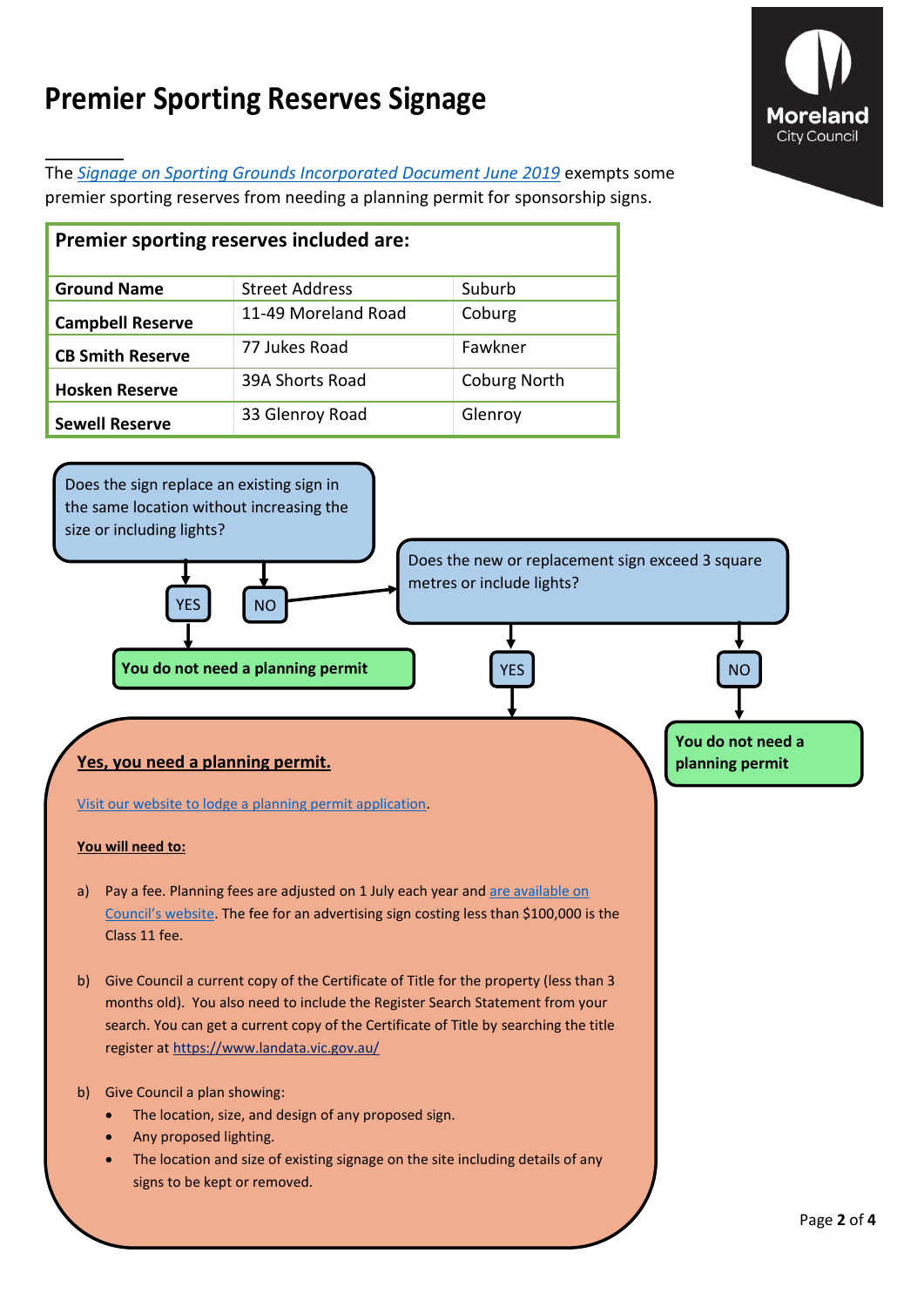# Premier Sporting Reserves Signage

The *Signage on Sporting Grounds Incorporated Document June 2019* exempts some premier sporting reserves from needing a planning permit for sponsorship signs.

**Premier sporting reserves included are:**

| Ground Name | Street Address | Suburb |
|---|---|---|
| **Campbell Reserve** | 11-49 Moreland Road | Coburg |
| **CB Smith Reserve** | 77 Jukes Road | Fawkner |
| **Hosken Reserve** | 39A Shorts Road | Coburg North |
| **Sewell Reserve** | 33 Glenroy Road | Glenroy |

Does the sign replace an existing sign in the same location without increasing the size or including lights?

- YES → **You do not need a planning permit**
- NO → Does the new or replacement sign exceed 3 square metres or include lights?
  - YES → **Yes, you need a planning permit.**
  - NO → **You do not need a planning permit**

**Yes, you need a planning permit.**

Visit our website to lodge a planning permit application.

**You will need to:**

a) Pay a fee. Planning fees are adjusted on 1 July each year and are available on Council's website. The fee for an advertising sign costing less than $100,000 is the Class 11 fee.

b) Give Council a current copy of the Certificate of Title for the property (less than 3 months old). You also need to include the Register Search Statement from your search. You can get a current copy of the Certificate of Title by searching the title register at https://www.landata.vic.gov.au/

b) Give Council a plan showing:
- The location, size, and design of any proposed sign.
- Any proposed lighting.
- The location and size of existing signage on the site including details of any signs to be kept or removed.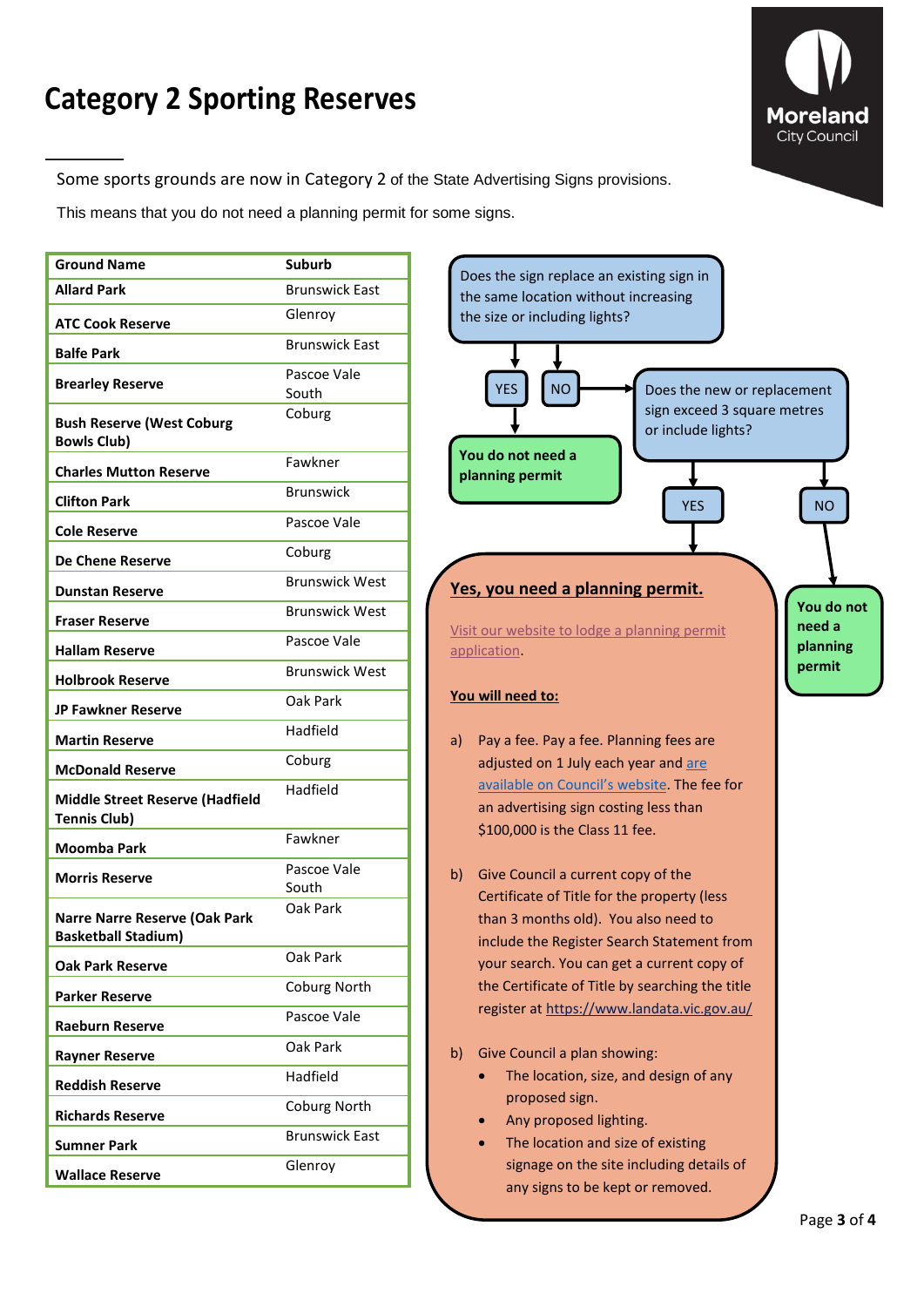# Category 2 Sporting Reserves

Some sports grounds are now in Category 2 of the State Advertising Signs provisions.

This means that you do not need a planning permit for some signs.

| Ground Name | Suburb |
|---|---|
| **Allard Park** | Brunswick East |
| **ATC Cook Reserve** | Glenroy |
| **Balfe Park** | Brunswick East |
| **Brearley Reserve** | Pascoe Vale South |
| **Bush Reserve (West Coburg Bowls Club)** | Coburg |
| **Charles Mutton Reserve** | Fawkner |
| **Clifton Park** | Brunswick |
| **Cole Reserve** | Pascoe Vale |
| **De Chene Reserve** | Coburg |
| **Dunstan Reserve** | Brunswick West |
| **Fraser Reserve** | Brunswick West |
| **Hallam Reserve** | Pascoe Vale |
| **Holbrook Reserve** | Brunswick West |
| **JP Fawkner Reserve** | Oak Park |
| **Martin Reserve** | Hadfield |
| **McDonald Reserve** | Coburg |
| **Middle Street Reserve (Hadfield Tennis Club)** | Hadfield |
| **Moomba Park** | Fawkner |
| **Morris Reserve** | Pascoe Vale South |
| **Narre Narre Reserve (Oak Park Basketball Stadium)** | Oak Park |
| **Oak Park Reserve** | Oak Park |
| **Parker Reserve** | Coburg North |
| **Raeburn Reserve** | Pascoe Vale |
| **Rayner Reserve** | Oak Park |
| **Reddish Reserve** | Hadfield |
| **Richards Reserve** | Coburg North |
| **Sumner Park** | Brunswick East |
| **Wallace Reserve** | Glenroy |

Does the sign replace an existing sign in the same location without increasing the size or including lights?

- YES → **You do not need a planning permit**
- NO → Does the new or replacement sign exceed 3 square metres or include lights?
  - NO → **You do not need a planning permit**
  - YES → **Yes, you need a planning permit.**

## Yes, you need a planning permit.

Visit our website to lodge a planning permit application.

**You will need to:**

a) Pay a fee. Pay a fee. Planning fees are adjusted on 1 July each year and are available on Council's website. The fee for an advertising sign costing less than $100,000 is the Class 11 fee.

b) Give Council a current copy of the Certificate of Title for the property (less than 3 months old). You also need to include the Register Search Statement from your search. You can get a current copy of the Certificate of Title by searching the title register at https://www.landata.vic.gov.au/

b) Give Council a plan showing:

- The location, size, and design of any proposed sign.
- Any proposed lighting.
- The location and size of existing signage on the site including details of any signs to be kept or removed.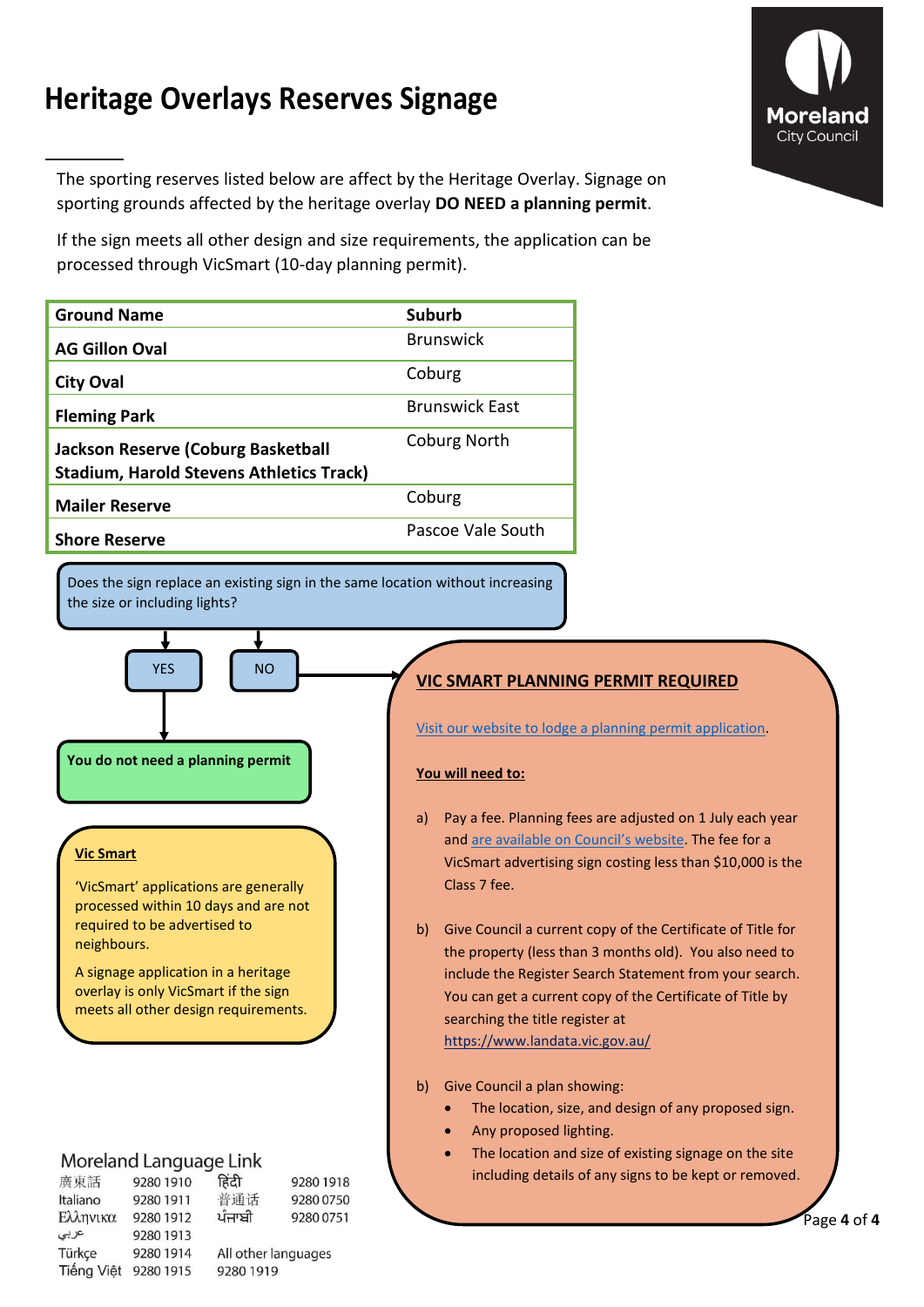# Heritage Overlays Reserves Signage

The sporting reserves listed below are affect by the Heritage Overlay. Signage on sporting grounds affected by the heritage overlay **DO NEED a planning permit**.

If the sign meets all other design and size requirements, the application can be processed through VicSmart (10-day planning permit).

| Ground Name | Suburb |
|---|---|
| **AG Gillon Oval** | Brunswick |
| **City Oval** | Coburg |
| **Fleming Park** | Brunswick East |
| **Jackson Reserve (Coburg Basketball Stadium, Harold Stevens Athletics Track)** | Coburg North |
| **Mailer Reserve** | Coburg |
| **Shore Reserve** | Pascoe Vale South |

Does the sign replace an existing sign in the same location without increasing the size or including lights?

- YES → **You do not need a planning permit**
- NO → VIC SMART PLANNING PERMIT REQUIRED

**Vic Smart**

'VicSmart' applications are generally processed within 10 days and are not required to be advertised to neighbours.

A signage application in a heritage overlay is only VicSmart if the sign meets all other design requirements.

## VIC SMART PLANNING PERMIT REQUIRED

Visit our website to lodge a planning permit application.

**You will need to:**

a) Pay a fee. Planning fees are adjusted on 1 July each year and are available on Council's website. The fee for a VicSmart advertising sign costing less than $10,000 is the Class 7 fee.

b) Give Council a current copy of the Certificate of Title for the property (less than 3 months old). You also need to include the Register Search Statement from your search. You can get a current copy of the Certificate of Title by searching the title register at https://www.landata.vic.gov.au/

b) Give Council a plan showing:
- The location, size, and design of any proposed sign.
- Any proposed lighting.
- The location and size of existing signage on the site including details of any signs to be kept or removed.

Moreland Language Link

| | | | |
|---|---|---|---|
| 廣東話 | 9280 1910 | हिंदी | 9280 1918 |
| Italiano | 9280 1911 | 普通话 | 9280 0750 |
| Ελληνικα | 9280 1912 | ਪੰਜਾਬੀ | 9280 0751 |
| عربي | 9280 1913 | | |
| Türkçe | 9280 1914 | All other languages | |
| Tiếng Việt | 9280 1915 | 9280 1919 | |